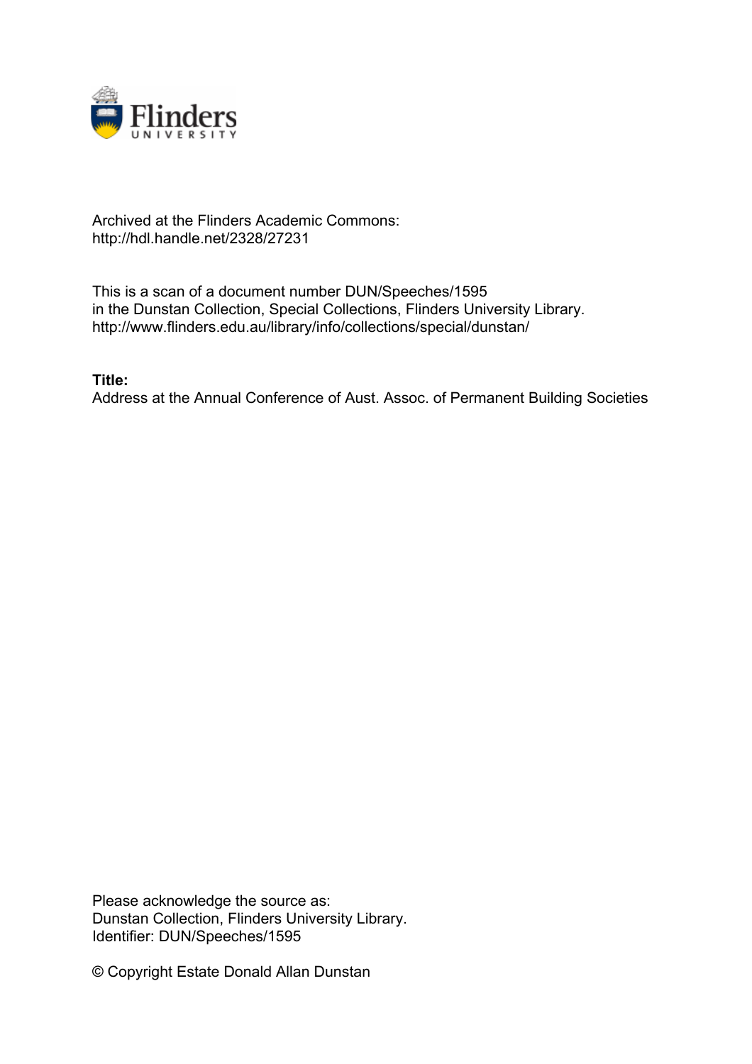Archived at the Flinders Academic Commons:
http://hdl.handle.net/2328/27231

This is a scan of a document number DUN/Speeches/1595
in the Dunstan Collection, Special Collections, Flinders University Library.
http://www.flinders.edu.au/library/info/collections/special/dunstan/

**Title:**
Address at the Annual Conference of Aust. Assoc. of Permanent Building Societies

Please acknowledge the source as:
Dunstan Collection, Flinders University Library.
Identifier: DUN/Speeches/1595

© Copyright Estate Donald Allan Dunstan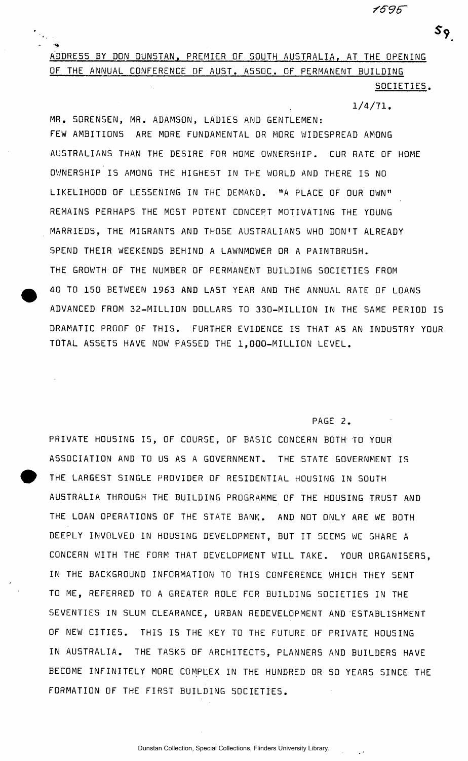ADDRESS BY DON DUNSTAN, PREMIER OF SOUTH AUSTRALIA, AT THE OPENING OF THE ANNUAL CONFERENCE OF AUST. ASSOC. OF PERMANENT BUILDING SOCIETIES.

1/4/71.

MR. SORENSEN, MR. ADAMSON, LADIES AND GENTLEMEN:

FEW AMBITIONS ARE MORE FUNDAMENTAL OR MORE WIDESPREAD AMONG AUSTRALIANS THAN THE DESIRE FOR HOME OWNERSHIP. OUR RATE OF HOME OWNERSHIP IS AMONG THE HIGHEST IN THE WORLD AND THERE IS NO LIKELIHOOD OF LESSENING IN THE DEMAND. "A PLACE OF OUR OWN" REMAINS PERHAPS THE MOST POTENT CONCEPT MOTIVATING THE YOUNG MARRIEDS, THE MIGRANTS AND THOSE AUSTRALIANS WHO DON'T ALREADY SPEND THEIR WEEKENDS BEHIND A LAWNMOWER OR A PAINTBRUSH.

THE GROWTH OF THE NUMBER OF PERMANENT BUILDING SOCIETIES FROM 40 TO 150 BETWEEN 1963 AND LAST YEAR AND THE ANNUAL RATE OF LOANS ADVANCED FROM 32-MILLION DOLLARS TO 330-MILLION IN THE SAME PERIOD IS DRAMATIC PROOF OF THIS. FURTHER EVIDENCE IS THAT AS AN INDUSTRY YOUR TOTAL ASSETS HAVE NOW PASSED THE 1,000-MILLION LEVEL.

PRIVATE HOUSING IS, OF COURSE, OF BASIC CONCERN BOTH TO YOUR ASSOCIATION AND TO US AS A GOVERNMENT. THE STATE GOVERNMENT IS THE LARGEST SINGLE PROVIDER OF RESIDENTIAL HOUSING IN SOUTH AUSTRALIA THROUGH THE BUILDING PROGRAMME OF THE HOUSING TRUST AND THE LOAN OPERATIONS OF THE STATE BANK. AND NOT ONLY ARE WE BOTH DEEPLY INVOLVED IN HOUSING DEVELOPMENT, BUT IT SEEMS WE SHARE A CONCERN WITH THE FORM THAT DEVELOPMENT WILL TAKE. YOUR ORGANISERS, IN THE BACKGROUND INFORMATION TO THIS CONFERENCE WHICH THEY SENT TO ME, REFERRED TO A GREATER ROLE FOR BUILDING SOCIETIES IN THE SEVENTIES IN SLUM CLEARANCE, URBAN REDEVELOPMENT AND ESTABLISHMENT OF NEW CITIES. THIS IS THE KEY TO THE FUTURE OF PRIVATE HOUSING IN AUSTRALIA. THE TASKS OF ARCHITECTS, PLANNERS AND BUILDERS HAVE BECOME INFINITELY MORE COMPLEX IN THE HUNDRED OR SO YEARS SINCE THE FORMATION OF THE FIRST BUILDING SOCIETIES.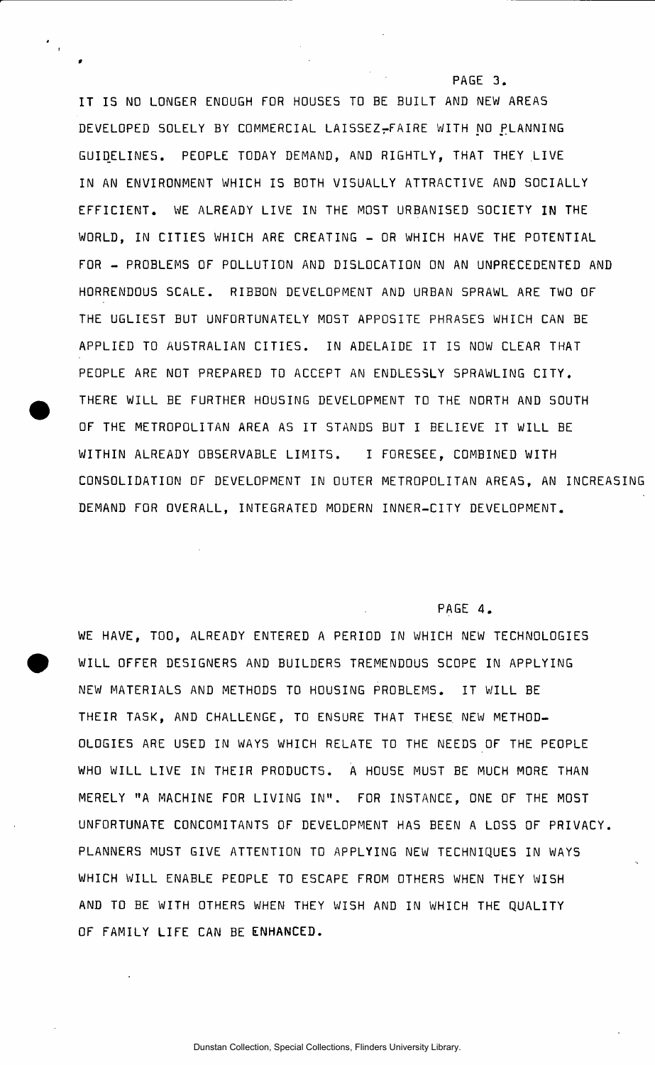IT IS NO LONGER ENOUGH FOR HOUSES TO BE BUILT AND NEW AREAS DEVELOPED SOLELY BY COMMERCIAL LAISSEZ-FAIRE WITH NO PLANNING GUIDELINES. PEOPLE TODAY DEMAND, AND RIGHTLY, THAT THEY LIVE IN AN ENVIRONMENT WHICH IS BOTH VISUALLY ATTRACTIVE AND SOCIALLY EFFICIENT. WE ALREADY LIVE IN THE MOST URBANISED SOCIETY IN THE WORLD, IN CITIES WHICH ARE CREATING - OR WHICH HAVE THE POTENTIAL FOR - PROBLEMS OF POLLUTION AND DISLOCATION ON AN UNPRECEDENTED AND HORRENDOUS SCALE. RIBBON DEVELOPMENT AND URBAN SPRAWL ARE TWO OF THE UGLIEST BUT UNFORTUNATELY MOST APPOSITE PHRASES WHICH CAN BE APPLIED TO AUSTRALIAN CITIES. IN ADELAIDE IT IS NOW CLEAR THAT PEOPLE ARE NOT PREPARED TO ACCEPT AN ENDLESSLY SPRAWLING CITY. THERE WILL BE FURTHER HOUSING DEVELOPMENT TO THE NORTH AND SOUTH OF THE METROPOLITAN AREA AS IT STANDS BUT I BELIEVE IT WILL BE WITHIN ALREADY OBSERVABLE LIMITS. I FORESEE, COMBINED WITH CONSOLIDATION OF DEVELOPMENT IN OUTER METROPOLITAN AREAS, AN INCREASING DEMAND FOR OVERALL, INTEGRATED MODERN INNER-CITY DEVELOPMENT.

WE HAVE, TOO, ALREADY ENTERED A PERIOD IN WHICH NEW TECHNOLOGIES WILL OFFER DESIGNERS AND BUILDERS TREMENDOUS SCOPE IN APPLYING NEW MATERIALS AND METHODS TO HOUSING PROBLEMS. IT WILL BE THEIR TASK, AND CHALLENGE, TO ENSURE THAT THESE NEW METHODOLOGIES ARE USED IN WAYS WHICH RELATE TO THE NEEDS OF THE PEOPLE WHO WILL LIVE IN THEIR PRODUCTS. A HOUSE MUST BE MUCH MORE THAN MERELY "A MACHINE FOR LIVING IN". FOR INSTANCE, ONE OF THE MOST UNFORTUNATE CONCOMITANTS OF DEVELOPMENT HAS BEEN A LOSS OF PRIVACY. PLANNERS MUST GIVE ATTENTION TO APPLYING NEW TECHNIQUES IN WAYS WHICH WILL ENABLE PEOPLE TO ESCAPE FROM OTHERS WHEN THEY WISH AND TO BE WITH OTHERS WHEN THEY WISH AND IN WHICH THE QUALITY OF FAMILY LIFE CAN BE ENHANCED.

Dunstan Collection, Special Collections, Flinders University Library.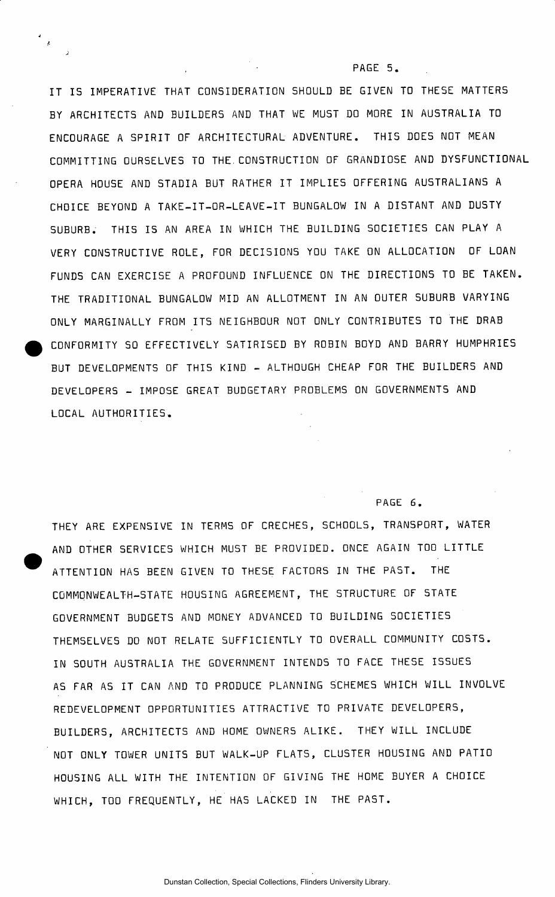IT IS IMPERATIVE THAT CONSIDERATION SHOULD BE GIVEN TO THESE MATTERS BY ARCHITECTS AND BUILDERS AND THAT WE MUST DO MORE IN AUSTRALIA TO ENCOURAGE A SPIRIT OF ARCHITECTURAL ADVENTURE. THIS DOES NOT MEAN COMMITTING OURSELVES TO THE CONSTRUCTION OF GRANDIOSE AND DYSFUNCTIONAL OPERA HOUSE AND STADIA BUT RATHER IT IMPLIES OFFERING AUSTRALIANS A CHOICE BEYOND A TAKE-IT-OR-LEAVE-IT BUNGALOW IN A DISTANT AND DUSTY SUBURB. THIS IS AN AREA IN WHICH THE BUILDING SOCIETIES CAN PLAY A VERY CONSTRUCTIVE ROLE, FOR DECISIONS YOU TAKE ON ALLOCATION OF LOAN FUNDS CAN EXERCISE A PROFOUND INFLUENCE ON THE DIRECTIONS TO BE TAKEN. THE TRADITIONAL BUNGALOW MID AN ALLOTMENT IN AN OUTER SUBURB VARYING ONLY MARGINALLY FROM ITS NEIGHBOUR NOT ONLY CONTRIBUTES TO THE DRAB CONFORMITY SO EFFECTIVELY SATIRISED BY ROBIN BOYD AND BARRY HUMPHRIES BUT DEVELOPMENTS OF THIS KIND - ALTHOUGH CHEAP FOR THE BUILDERS AND DEVELOPERS - IMPOSE GREAT BUDGETARY PROBLEMS ON GOVERNMENTS AND LOCAL AUTHORITIES.

THEY ARE EXPENSIVE IN TERMS OF CRECHES, SCHOOLS, TRANSPORT, WATER AND OTHER SERVICES WHICH MUST BE PROVIDED. ONCE AGAIN TOO LITTLE ATTENTION HAS BEEN GIVEN TO THESE FACTORS IN THE PAST. THE COMMONWEALTH-STATE HOUSING AGREEMENT, THE STRUCTURE OF STATE GOVERNMENT BUDGETS AND MONEY ADVANCED TO BUILDING SOCIETIES THEMSELVES DO NOT RELATE SUFFICIENTLY TO OVERALL COMMUNITY COSTS. IN SOUTH AUSTRALIA THE GOVERNMENT INTENDS TO FACE THESE ISSUES AS FAR AS IT CAN AND TO PRODUCE PLANNING SCHEMES WHICH WILL INVOLVE REDEVELOPMENT OPPORTUNITIES ATTRACTIVE TO PRIVATE DEVELOPERS, BUILDERS, ARCHITECTS AND HOME OWNERS ALIKE. THEY WILL INCLUDE NOT ONLY TOWER UNITS BUT WALK-UP FLATS, CLUSTER HOUSING AND PATIO HOUSING ALL WITH THE INTENTION OF GIVING THE HOME BUYER A CHOICE WHICH, TOO FREQUENTLY, HE HAS LACKED IN THE PAST.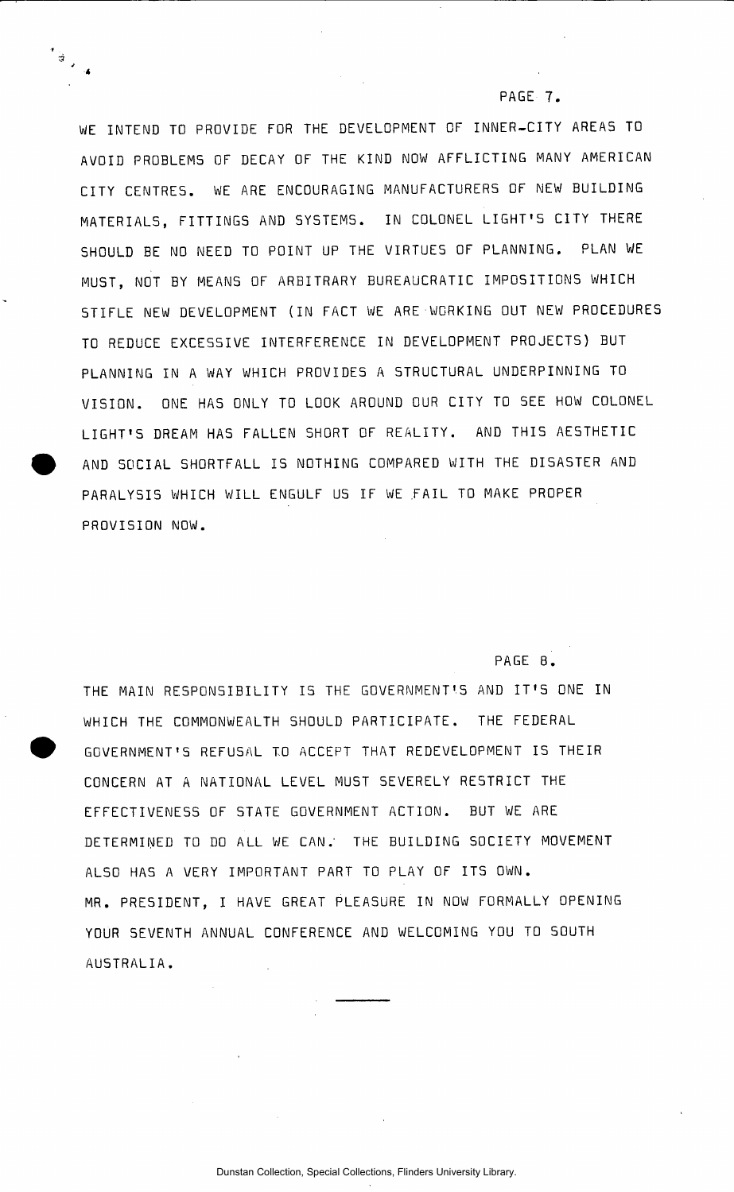WE INTEND TO PROVIDE FOR THE DEVELOPMENT OF INNER-CITY AREAS TO AVOID PROBLEMS OF DECAY OF THE KIND NOW AFFLICTING MANY AMERICAN CITY CENTRES. WE ARE ENCOURAGING MANUFACTURERS OF NEW BUILDING MATERIALS, FITTINGS AND SYSTEMS. IN COLONEL LIGHT'S CITY THERE SHOULD BE NO NEED TO POINT UP THE VIRTUES OF PLANNING. PLAN WE MUST, NOT BY MEANS OF ARBITRARY BUREAUCRATIC IMPOSITIONS WHICH STIFLE NEW DEVELOPMENT (IN FACT WE ARE WORKING OUT NEW PROCEDURES TO REDUCE EXCESSIVE INTERFERENCE IN DEVELOPMENT PROJECTS) BUT PLANNING IN A WAY WHICH PROVIDES A STRUCTURAL UNDERPINNING TO VISION. ONE HAS ONLY TO LOOK AROUND OUR CITY TO SEE HOW COLONEL LIGHT'S DREAM HAS FALLEN SHORT OF REALITY. AND THIS AESTHETIC AND SOCIAL SHORTFALL IS NOTHING COMPARED WITH THE DISASTER AND PARALYSIS WHICH WILL ENGULF US IF WE FAIL TO MAKE PROPER PROVISION NOW.

THE MAIN RESPONSIBILITY IS THE GOVERNMENT'S AND IT'S ONE IN WHICH THE COMMONWEALTH SHOULD PARTICIPATE. THE FEDERAL GOVERNMENT'S REFUSAL TO ACCEPT THAT REDEVELOPMENT IS THEIR CONCERN AT A NATIONAL LEVEL MUST SEVERELY RESTRICT THE EFFECTIVENESS OF STATE GOVERNMENT ACTION. BUT WE ARE DETERMINED TO DO ALL WE CAN. THE BUILDING SOCIETY MOVEMENT ALSO HAS A VERY IMPORTANT PART TO PLAY OF ITS OWN.

MR. PRESIDENT, I HAVE GREAT PLEASURE IN NOW FORMALLY OPENING YOUR SEVENTH ANNUAL CONFERENCE AND WELCOMING YOU TO SOUTH AUSTRALIA.

---

Dunstan Collection, Special Collections, Flinders University Library.